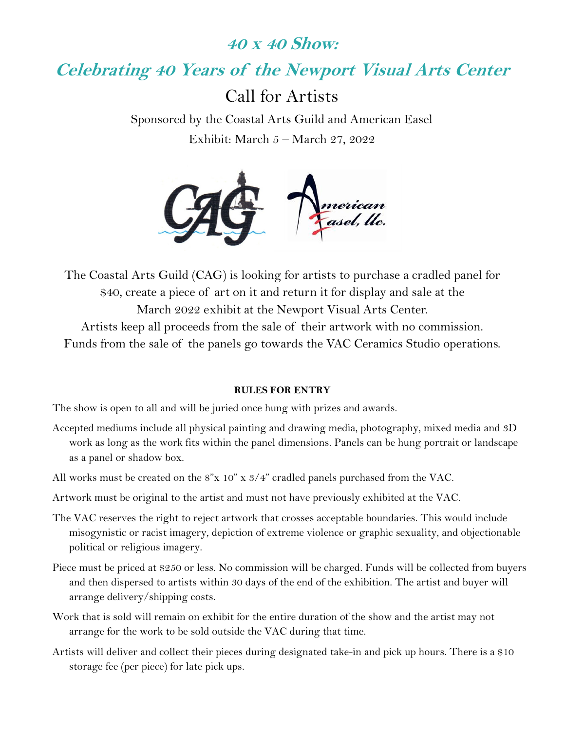# 40 x 40 Show:

# Celebrating 40 Years of the Newport Visual Arts Center

## Call for Artists

Sponsored by the Coastal Arts Guild and American Easel

Exhibit: March 5 – March 27, 2022

The Coastal Arts Guild (CAG) is looking for artists to purchase a cradled panel for $40, create a piece of art on it and return it for display and sale at the March 2022 exhibit at the Newport Visual Arts Center.

Artists keep all proceeds from the sale of their artwork with no commission.

Funds from the sale of the panels go towards the VAC Ceramics Studio operations.

**RULES FOR ENTRY**

The show is open to all and will be juried once hung with prizes and awards.

Accepted mediums include all physical painting and drawing media, photography, mixed media and 3D work as long as the work fits within the panel dimensions. Panels can be hung portrait or landscape as a panel or shadow box.

All works must be created on the 8"x 10" x 3/4" cradled panels purchased from the VAC.

Artwork must be original to the artist and must not have previously exhibited at the VAC.

The VAC reserves the right to reject artwork that crosses acceptable boundaries. This would include misogynistic or racist imagery, depiction of extreme violence or graphic sexuality, and objectionable political or religious imagery.

Piece must be priced at $250 or less. No commission will be charged. Funds will be collected from buyers and then dispersed to artists within 30 days of the end of the exhibition. The artist and buyer will arrange delivery/shipping costs.

Work that is sold will remain on exhibit for the entire duration of the show and the artist may not arrange for the work to be sold outside the VAC during that time.

Artists will deliver and collect their pieces during designated take-in and pick up hours. There is a $10 storage fee (per piece) for late pick ups.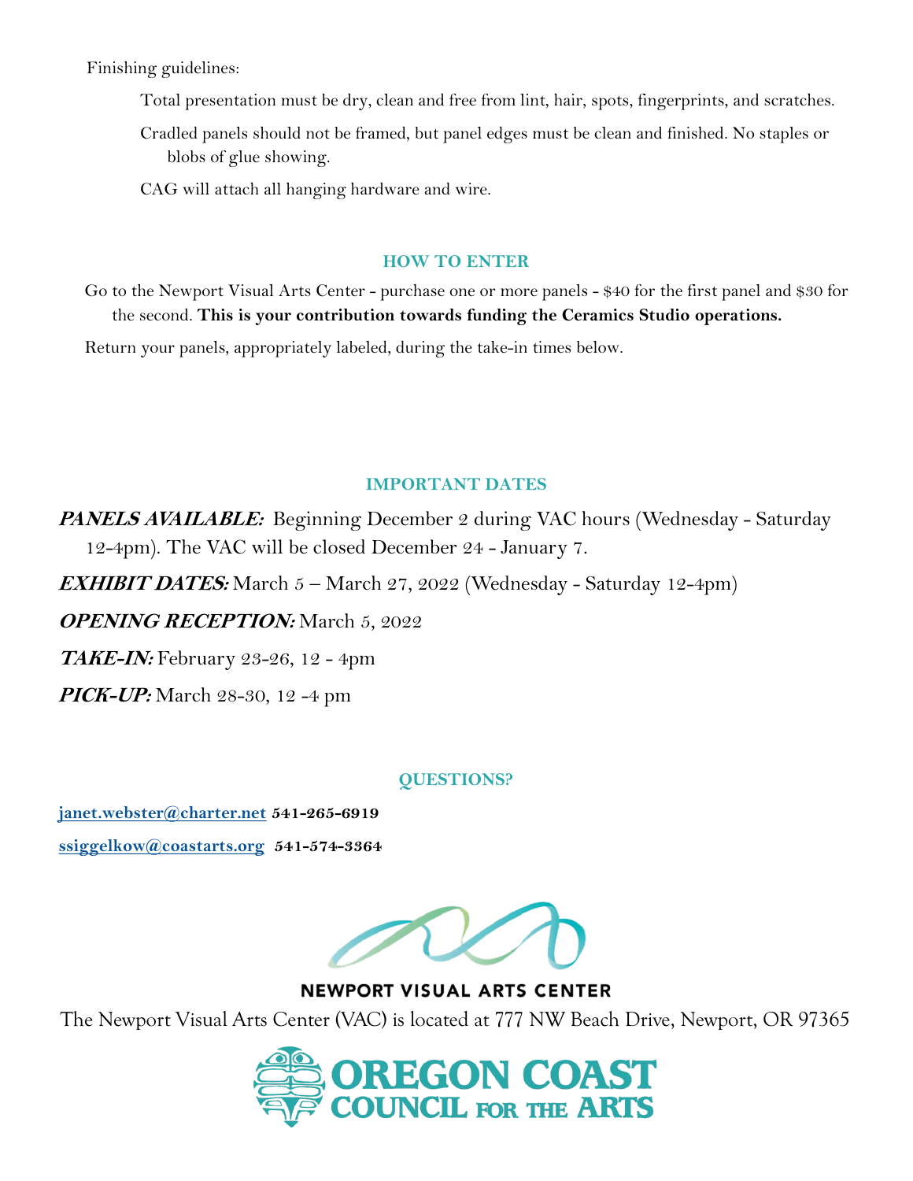Finishing guidelines:

Total presentation must be dry, clean and free from lint, hair, spots, fingerprints, and scratches.

Cradled panels should not be framed, but panel edges must be clean and finished. No staples or blobs of glue showing.

CAG will attach all hanging hardware and wire.

## HOW TO ENTER

Go to the Newport Visual Arts Center - purchase one or more panels - $40 for the first panel and $30 for the second. **This is your contribution towards funding the Ceramics Studio operations.**

Return your panels, appropriately labeled, during the take-in times below.

## IMPORTANT DATES

***PANELS AVAILABLE:*** Beginning December 2 during VAC hours (Wednesday - Saturday 12-4pm). The VAC will be closed December 24 - January 7.

***EXHIBIT DATES:*** March 5 – March 27, 2022 (Wednesday - Saturday 12-4pm)

***OPENING RECEPTION:*** March 5, 2022

***TAKE-IN:*** February 23-26, 12 - 4pm

***PICK-UP:*** March 28-30, 12 -4 pm

## QUESTIONS?

janet.webster@charter.net **541-265-6919**

ssiggelkow@coastarts.org **541-574-3364**

NEWPORT VISUAL ARTS CENTER

The Newport Visual Arts Center (VAC) is located at 777 NW Beach Drive, Newport, OR 97365

OREGON COAST COUNCIL FOR THE ARTS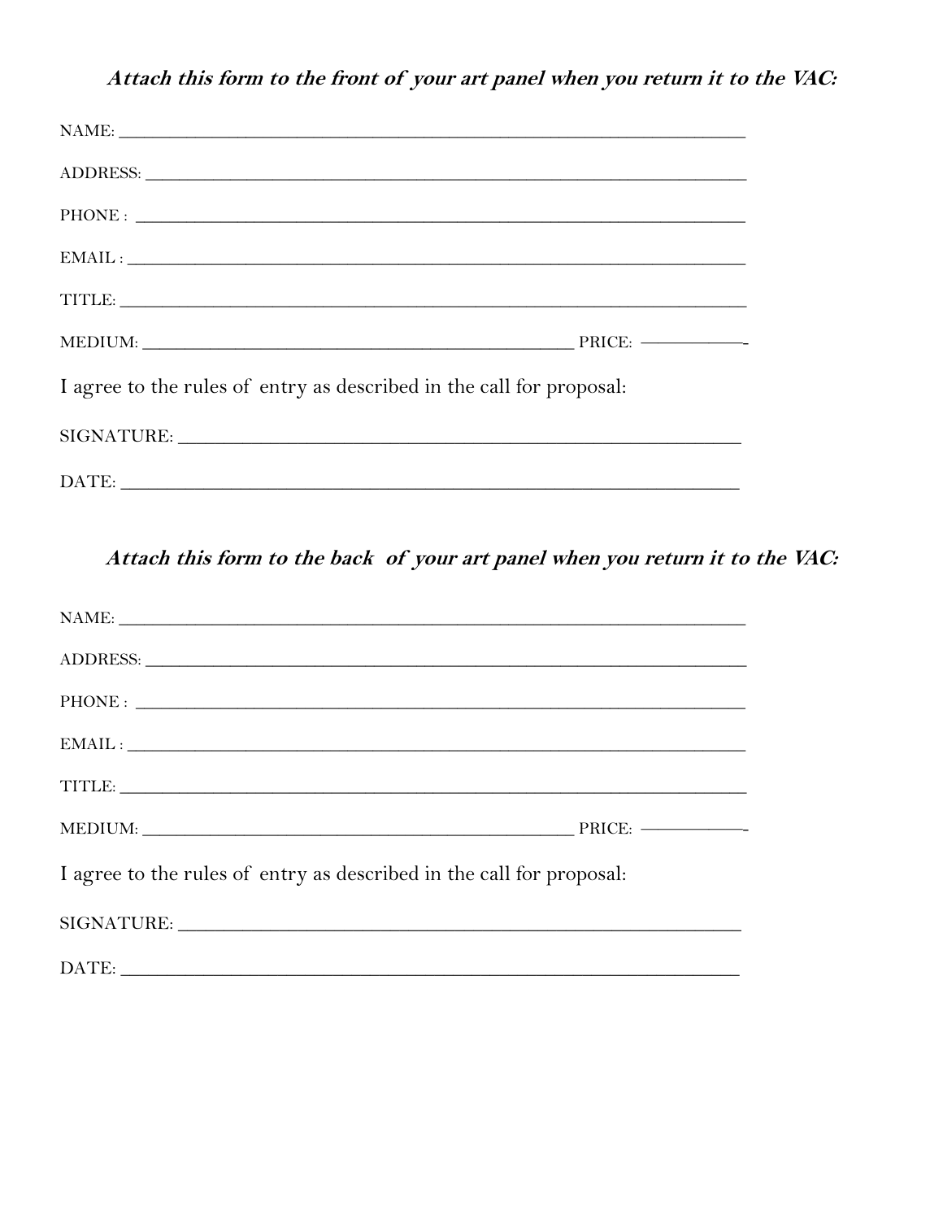***Attach this form to the front of your art panel when you return it to the VAC:***

NAME: ______________________________________________________________________

ADDRESS: ___________________________________________________________________

PHONE : ____________________________________________________________________

EMAIL : _____________________________________________________________________

TITLE: ______________________________________________________________________

MEDIUM: _______________________________________________ PRICE: ___________

I agree to the rules of entry as described in the call for proposal:

SIGNATURE: _________________________________________________________

DATE: ______________________________________________________________

***Attach this form to the back of your art panel when you return it to the VAC:***

NAME: ______________________________________________________________________

ADDRESS: ___________________________________________________________________

PHONE : ____________________________________________________________________

EMAIL : _____________________________________________________________________

TITLE: ______________________________________________________________________

MEDIUM: _______________________________________________ PRICE: ___________

I agree to the rules of entry as described in the call for proposal:

SIGNATURE: _________________________________________________________

DATE: ______________________________________________________________